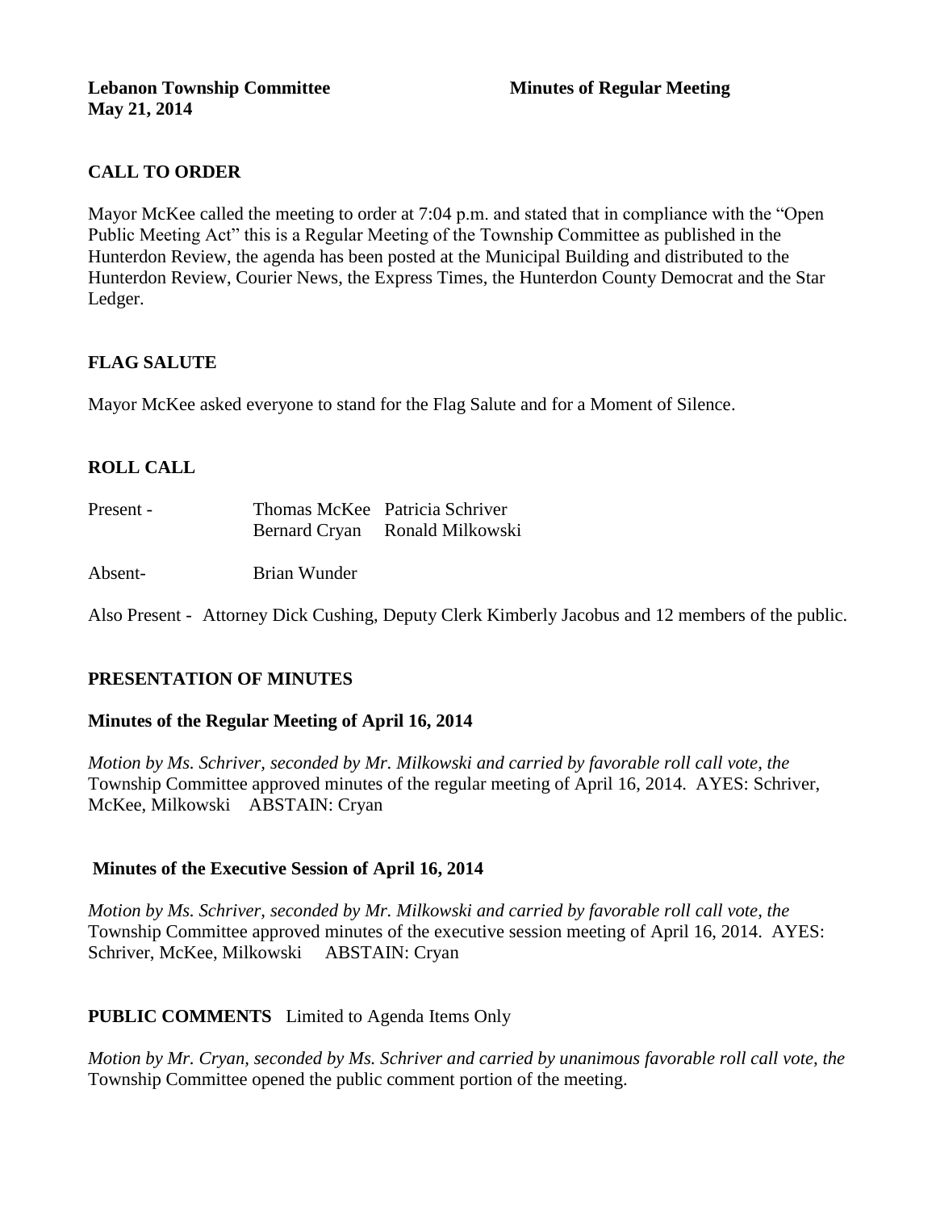**Lebanon Township Committee** **Minutes of Regular Meeting**
**May 21, 2014**

## CALL TO ORDER

Mayor McKee called the meeting to order at 7:04 p.m. and stated that in compliance with the "Open Public Meeting Act" this is a Regular Meeting of the Township Committee as published in the Hunterdon Review, the agenda has been posted at the Municipal Building and distributed to the Hunterdon Review, Courier News, the Express Times, the Hunterdon County Democrat and the Star Ledger.

## FLAG SALUTE

Mayor McKee asked everyone to stand for the Flag Salute and for a Moment of Silence.

## ROLL CALL

Present - Thomas McKee Patricia Schriver
Bernard Cryan Ronald Milkowski

Absent- Brian Wunder

Also Present - Attorney Dick Cushing, Deputy Clerk Kimberly Jacobus and 12 members of the public.

## PRESENTATION OF MINUTES

### Minutes of the Regular Meeting of April 16, 2014

*Motion by Ms. Schriver, seconded by Mr. Milkowski and carried by favorable roll call vote, the* Township Committee approved minutes of the regular meeting of April 16, 2014. AYES: Schriver, McKee, Milkowski ABSTAIN: Cryan

### Minutes of the Executive Session of April 16, 2014

*Motion by Ms. Schriver, seconded by Mr. Milkowski and carried by favorable roll call vote, the* Township Committee approved minutes of the executive session meeting of April 16, 2014. AYES: Schriver, McKee, Milkowski ABSTAIN: Cryan

**PUBLIC COMMENTS** Limited to Agenda Items Only

*Motion by Mr. Cryan, seconded by Ms. Schriver and carried by unanimous favorable roll call vote, the* Township Committee opened the public comment portion of the meeting.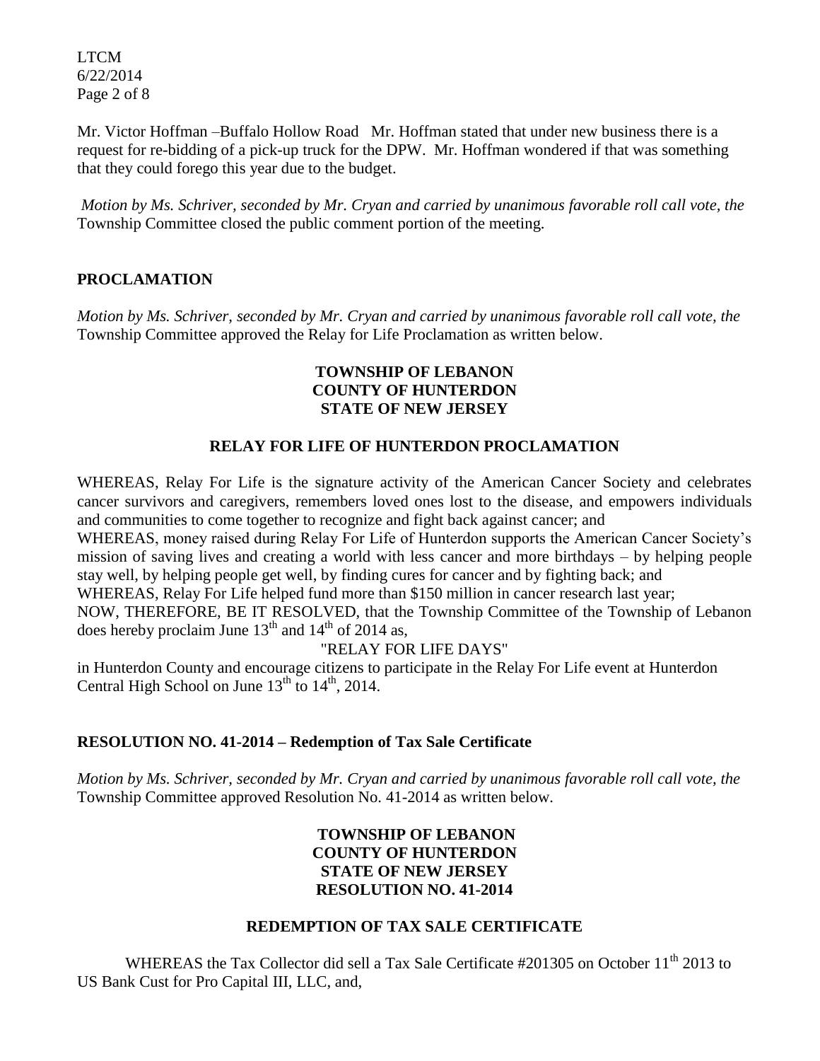Mr. Victor Hoffman –Buffalo Hollow Road Mr. Hoffman stated that under new business there is a request for re-bidding of a pick-up truck for the DPW. Mr. Hoffman wondered if that was something that they could forego this year due to the budget.

*Motion by Ms. Schriver, seconded by Mr. Cryan and carried by unanimous favorable roll call vote, the* Township Committee closed the public comment portion of the meeting.

## PROCLAMATION

*Motion by Ms. Schriver, seconded by Mr. Cryan and carried by unanimous favorable roll call vote, the* Township Committee approved the Relay for Life Proclamation as written below.

**TOWNSHIP OF LEBANON**
**COUNTY OF HUNTERDON**
**STATE OF NEW JERSEY**

**RELAY FOR LIFE OF HUNTERDON PROCLAMATION**

WHEREAS, Relay For Life is the signature activity of the American Cancer Society and celebrates cancer survivors and caregivers, remembers loved ones lost to the disease, and empowers individuals and communities to come together to recognize and fight back against cancer; and
WHEREAS, money raised during Relay For Life of Hunterdon supports the American Cancer Society's mission of saving lives and creating a world with less cancer and more birthdays – by helping people stay well, by helping people get well, by finding cures for cancer and by fighting back; and
WHEREAS, Relay For Life helped fund more than $150 million in cancer research last year;
NOW, THEREFORE, BE IT RESOLVED, that the Township Committee of the Township of Lebanon does hereby proclaim June 13th and 14th of 2014 as,

"RELAY FOR LIFE DAYS"

in Hunterdon County and encourage citizens to participate in the Relay For Life event at Hunterdon Central High School on June 13th to 14th, 2014.

## RESOLUTION NO. 41-2014 – Redemption of Tax Sale Certificate

*Motion by Ms. Schriver, seconded by Mr. Cryan and carried by unanimous favorable roll call vote, the* Township Committee approved Resolution No. 41-2014 as written below.

**TOWNSHIP OF LEBANON**
**COUNTY OF HUNTERDON**
**STATE OF NEW JERSEY**
**RESOLUTION NO. 41-2014**

**REDEMPTION OF TAX SALE CERTIFICATE**

WHEREAS the Tax Collector did sell a Tax Sale Certificate #201305 on October 11th 2013 to US Bank Cust for Pro Capital III, LLC, and,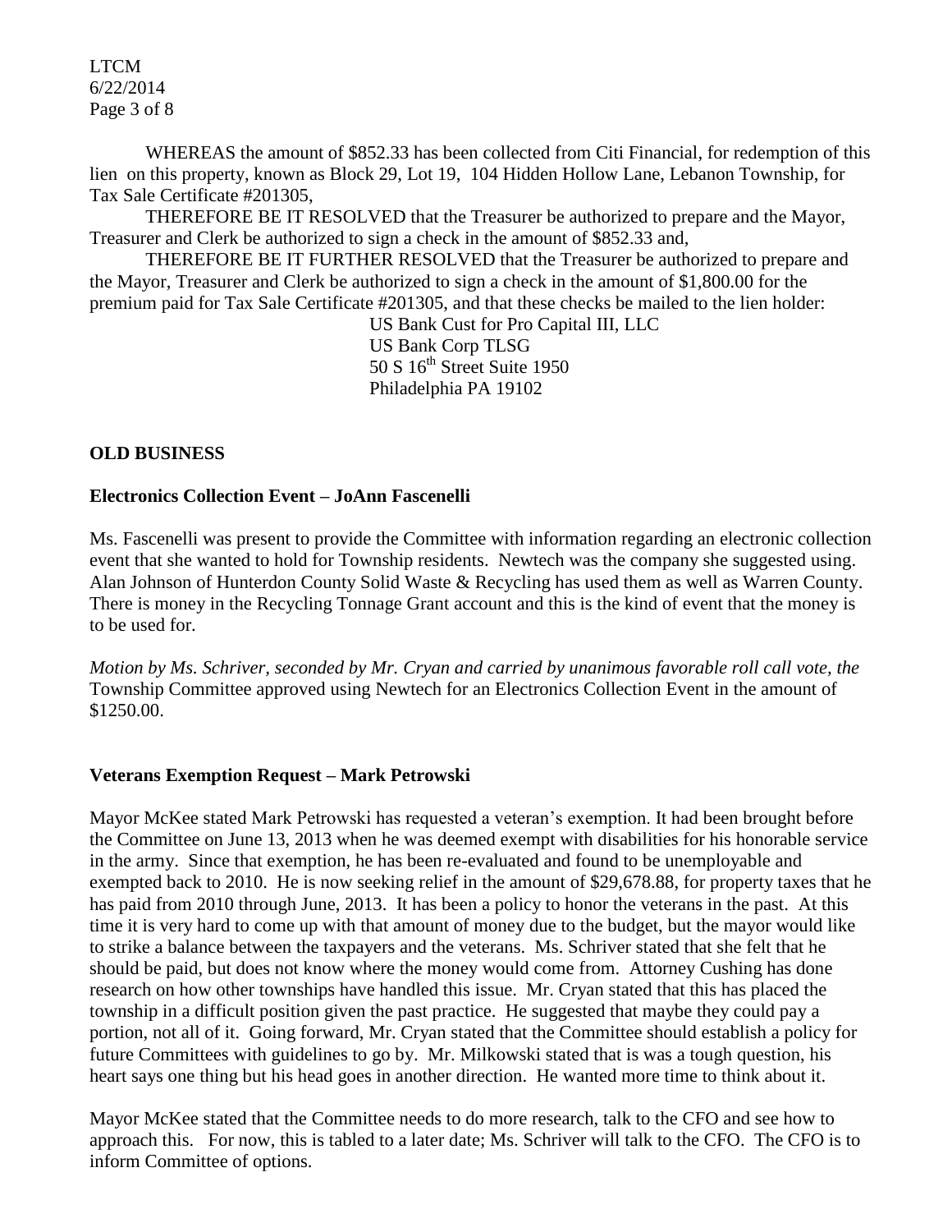WHEREAS the amount of $852.33 has been collected from Citi Financial, for redemption of this lien on this property, known as Block 29, Lot 19, 104 Hidden Hollow Lane, Lebanon Township, for Tax Sale Certificate #201305,

THEREFORE BE IT RESOLVED that the Treasurer be authorized to prepare and the Mayor, Treasurer and Clerk be authorized to sign a check in the amount of $852.33 and,

THEREFORE BE IT FURTHER RESOLVED that the Treasurer be authorized to prepare and the Mayor, Treasurer and Clerk be authorized to sign a check in the amount of $1,800.00 for the premium paid for Tax Sale Certificate #201305, and that these checks be mailed to the lien holder:

US Bank Cust for Pro Capital III, LLC
US Bank Corp TLSG
50 S 16th Street Suite 1950
Philadelphia PA 19102

## OLD BUSINESS

### Electronics Collection Event – JoAnn Fascenelli

Ms. Fascenelli was present to provide the Committee with information regarding an electronic collection event that she wanted to hold for Township residents. Newtech was the company she suggested using. Alan Johnson of Hunterdon County Solid Waste & Recycling has used them as well as Warren County. There is money in the Recycling Tonnage Grant account and this is the kind of event that the money is to be used for.

*Motion by Ms. Schriver, seconded by Mr. Cryan and carried by unanimous favorable roll call vote, the* Township Committee approved using Newtech for an Electronics Collection Event in the amount of $1250.00.

### Veterans Exemption Request – Mark Petrowski

Mayor McKee stated Mark Petrowski has requested a veteran's exemption. It had been brought before the Committee on June 13, 2013 when he was deemed exempt with disabilities for his honorable service in the army. Since that exemption, he has been re-evaluated and found to be unemployable and exempted back to 2010. He is now seeking relief in the amount of $29,678.88, for property taxes that he has paid from 2010 through June, 2013. It has been a policy to honor the veterans in the past. At this time it is very hard to come up with that amount of money due to the budget, but the mayor would like to strike a balance between the taxpayers and the veterans. Ms. Schriver stated that she felt that he should be paid, but does not know where the money would come from. Attorney Cushing has done research on how other townships have handled this issue. Mr. Cryan stated that this has placed the township in a difficult position given the past practice. He suggested that maybe they could pay a portion, not all of it. Going forward, Mr. Cryan stated that the Committee should establish a policy for future Committees with guidelines to go by. Mr. Milkowski stated that is was a tough question, his heart says one thing but his head goes in another direction. He wanted more time to think about it.

Mayor McKee stated that the Committee needs to do more research, talk to the CFO and see how to approach this. For now, this is tabled to a later date; Ms. Schriver will talk to the CFO. The CFO is to inform Committee of options.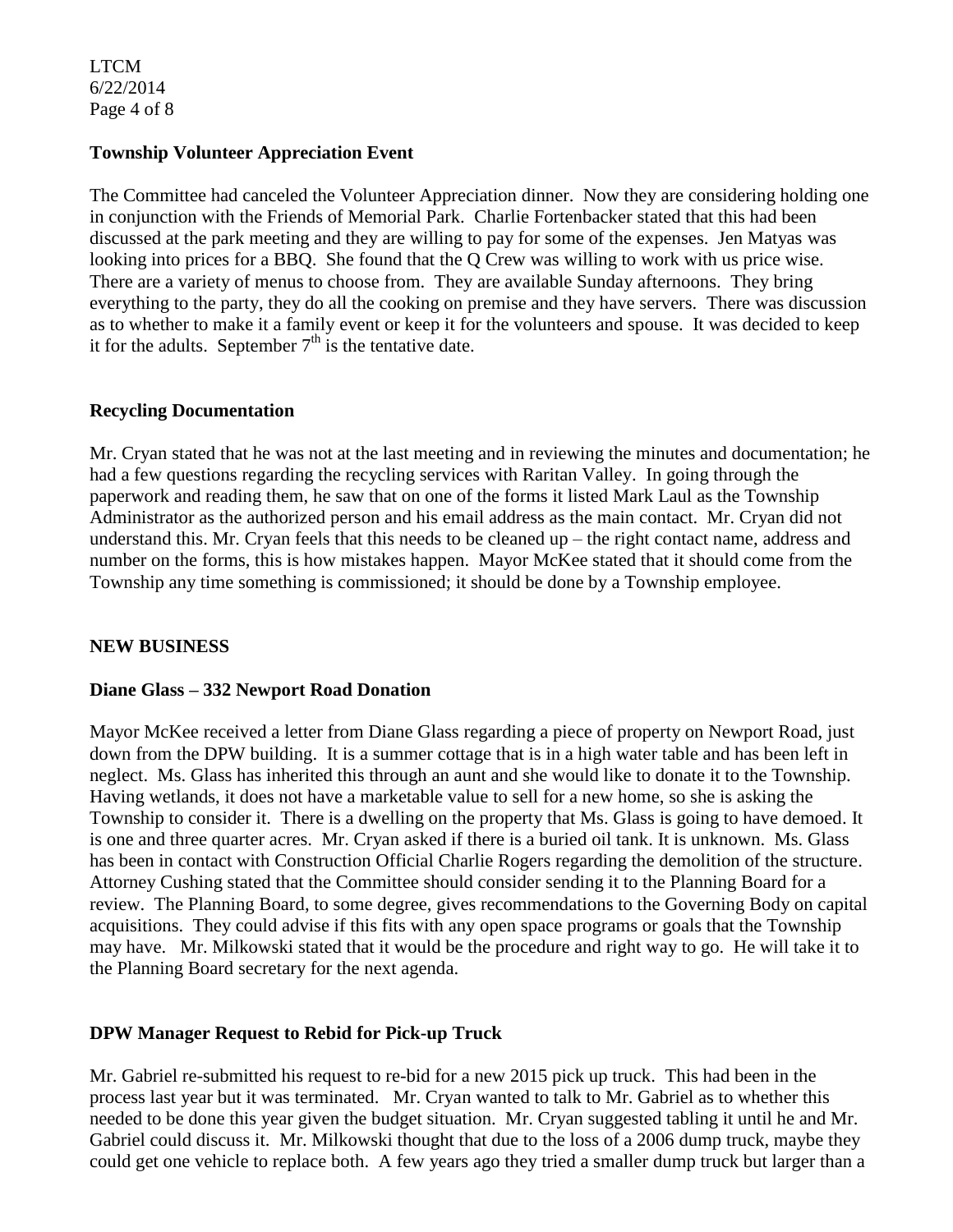**Township Volunteer Appreciation Event**

The Committee had canceled the Volunteer Appreciation dinner. Now they are considering holding one in conjunction with the Friends of Memorial Park. Charlie Fortenbacker stated that this had been discussed at the park meeting and they are willing to pay for some of the expenses. Jen Matyas was looking into prices for a BBQ. She found that the Q Crew was willing to work with us price wise. There are a variety of menus to choose from. They are available Sunday afternoons. They bring everything to the party, they do all the cooking on premise and they have servers. There was discussion as to whether to make it a family event or keep it for the volunteers and spouse. It was decided to keep it for the adults. September 7th is the tentative date.

**Recycling Documentation**

Mr. Cryan stated that he was not at the last meeting and in reviewing the minutes and documentation; he had a few questions regarding the recycling services with Raritan Valley. In going through the paperwork and reading them, he saw that on one of the forms it listed Mark Laul as the Township Administrator as the authorized person and his email address as the main contact. Mr. Cryan did not understand this. Mr. Cryan feels that this needs to be cleaned up – the right contact name, address and number on the forms, this is how mistakes happen. Mayor McKee stated that it should come from the Township any time something is commissioned; it should be done by a Township employee.

**NEW BUSINESS**

**Diane Glass – 332 Newport Road Donation**

Mayor McKee received a letter from Diane Glass regarding a piece of property on Newport Road, just down from the DPW building. It is a summer cottage that is in a high water table and has been left in neglect. Ms. Glass has inherited this through an aunt and she would like to donate it to the Township. Having wetlands, it does not have a marketable value to sell for a new home, so she is asking the Township to consider it. There is a dwelling on the property that Ms. Glass is going to have demoed. It is one and three quarter acres. Mr. Cryan asked if there is a buried oil tank. It is unknown. Ms. Glass has been in contact with Construction Official Charlie Rogers regarding the demolition of the structure. Attorney Cushing stated that the Committee should consider sending it to the Planning Board for a review. The Planning Board, to some degree, gives recommendations to the Governing Body on capital acquisitions. They could advise if this fits with any open space programs or goals that the Township may have. Mr. Milkowski stated that it would be the procedure and right way to go. He will take it to the Planning Board secretary for the next agenda.

**DPW Manager Request to Rebid for Pick-up Truck**

Mr. Gabriel re-submitted his request to re-bid for a new 2015 pick up truck. This had been in the process last year but it was terminated. Mr. Cryan wanted to talk to Mr. Gabriel as to whether this needed to be done this year given the budget situation. Mr. Cryan suggested tabling it until he and Mr. Gabriel could discuss it. Mr. Milkowski thought that due to the loss of a 2006 dump truck, maybe they could get one vehicle to replace both. A few years ago they tried a smaller dump truck but larger than a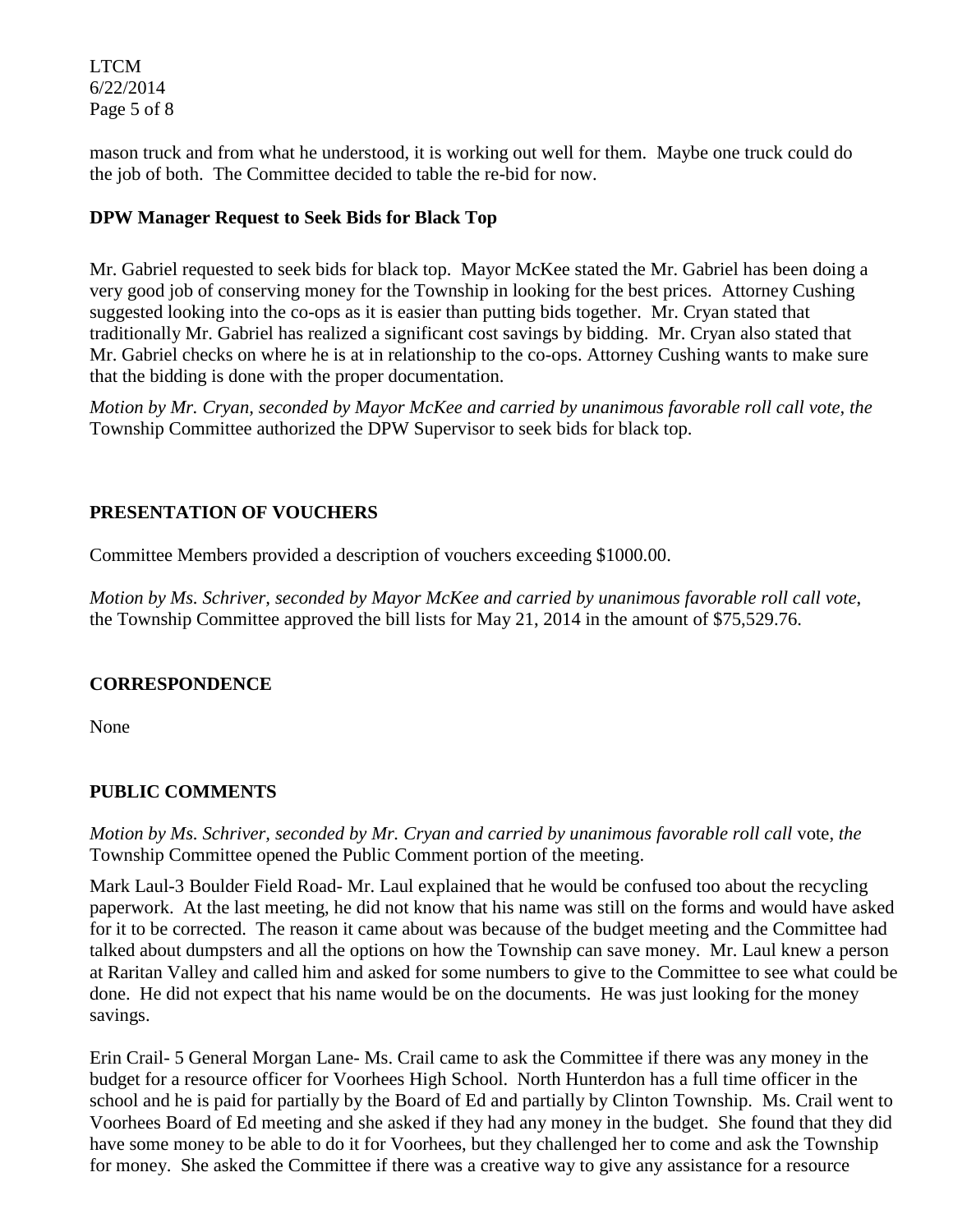mason truck and from what he understood, it is working out well for them. Maybe one truck could do the job of both. The Committee decided to table the re-bid for now.

**DPW Manager Request to Seek Bids for Black Top**

Mr. Gabriel requested to seek bids for black top. Mayor McKee stated the Mr. Gabriel has been doing a very good job of conserving money for the Township in looking for the best prices. Attorney Cushing suggested looking into the co-ops as it is easier than putting bids together. Mr. Cryan stated that traditionally Mr. Gabriel has realized a significant cost savings by bidding. Mr. Cryan also stated that Mr. Gabriel checks on where he is at in relationship to the co-ops. Attorney Cushing wants to make sure that the bidding is done with the proper documentation.

*Motion by Mr. Cryan, seconded by Mayor McKee and carried by unanimous favorable roll call vote, the* Township Committee authorized the DPW Supervisor to seek bids for black top.

## PRESENTATION OF VOUCHERS

Committee Members provided a description of vouchers exceeding $1000.00.

*Motion by Ms. Schriver, seconded by Mayor McKee and carried by unanimous favorable roll call vote*, the Township Committee approved the bill lists for May 21, 2014 in the amount of $75,529.76.

## CORRESPONDENCE

None

## PUBLIC COMMENTS

*Motion by Ms. Schriver, seconded by Mr. Cryan and carried by unanimous favorable roll call* vote, *the* Township Committee opened the Public Comment portion of the meeting.

Mark Laul-3 Boulder Field Road- Mr. Laul explained that he would be confused too about the recycling paperwork. At the last meeting, he did not know that his name was still on the forms and would have asked for it to be corrected. The reason it came about was because of the budget meeting and the Committee had talked about dumpsters and all the options on how the Township can save money. Mr. Laul knew a person at Raritan Valley and called him and asked for some numbers to give to the Committee to see what could be done. He did not expect that his name would be on the documents. He was just looking for the money savings.

Erin Crail- 5 General Morgan Lane- Ms. Crail came to ask the Committee if there was any money in the budget for a resource officer for Voorhees High School. North Hunterdon has a full time officer in the school and he is paid for partially by the Board of Ed and partially by Clinton Township. Ms. Crail went to Voorhees Board of Ed meeting and she asked if they had any money in the budget. She found that they did have some money to be able to do it for Voorhees, but they challenged her to come and ask the Township for money. She asked the Committee if there was a creative way to give any assistance for a resource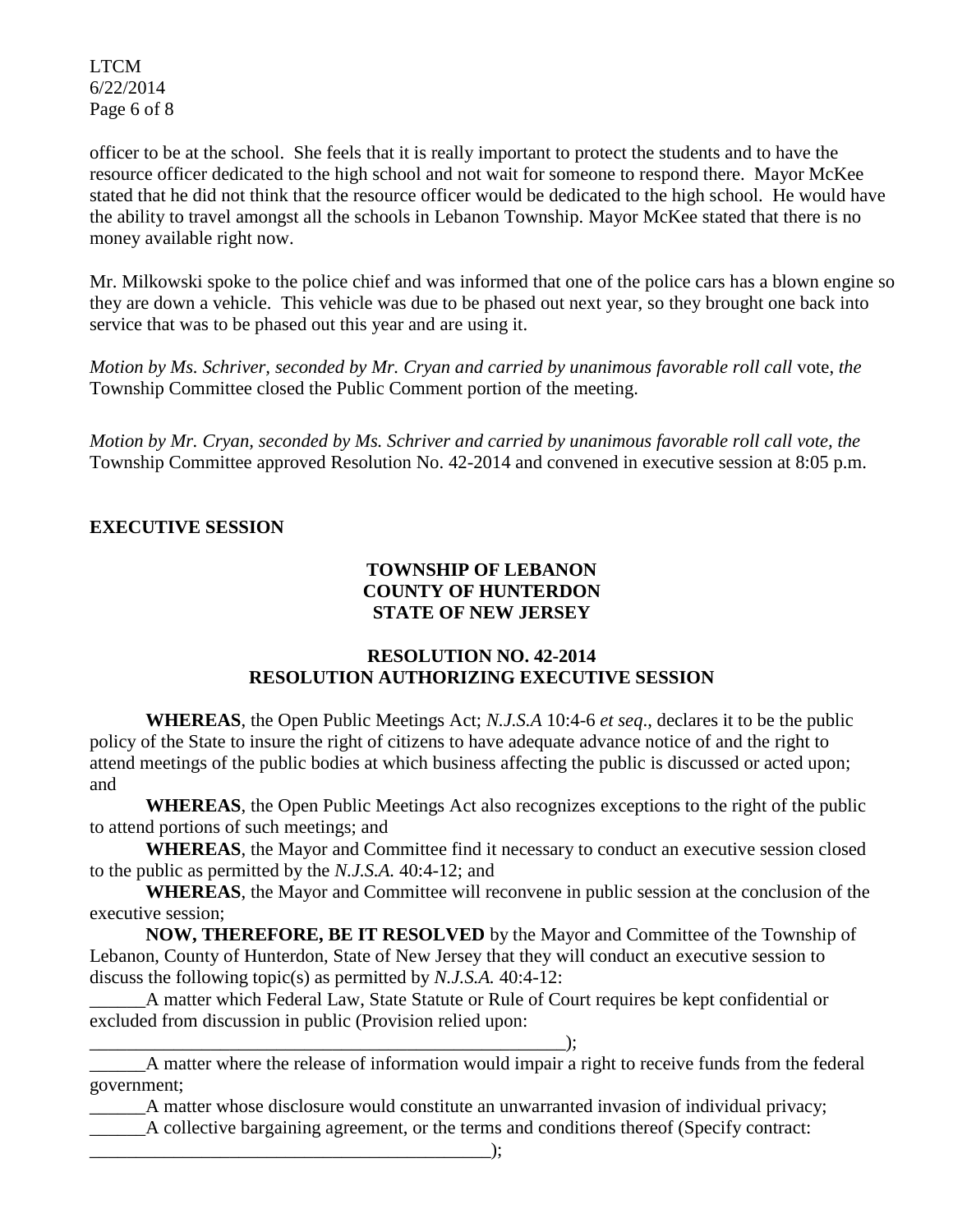officer to be at the school. She feels that it is really important to protect the students and to have the resource officer dedicated to the high school and not wait for someone to respond there. Mayor McKee stated that he did not think that the resource officer would be dedicated to the high school. He would have the ability to travel amongst all the schools in Lebanon Township. Mayor McKee stated that there is no money available right now.

Mr. Milkowski spoke to the police chief and was informed that one of the police cars has a blown engine so they are down a vehicle. This vehicle was due to be phased out next year, so they brought one back into service that was to be phased out this year and are using it.

*Motion by Ms. Schriver, seconded by Mr. Cryan and carried by unanimous favorable roll call* vote, *the* Township Committee closed the Public Comment portion of the meeting.

*Motion by Mr. Cryan, seconded by Ms. Schriver and carried by unanimous favorable roll call vote, the* Township Committee approved Resolution No. 42-2014 and convened in executive session at 8:05 p.m.

**EXECUTIVE SESSION**

**TOWNSHIP OF LEBANON**
**COUNTY OF HUNTERDON**
**STATE OF NEW JERSEY**

**RESOLUTION NO. 42-2014**
**RESOLUTION AUTHORIZING EXECUTIVE SESSION**

**WHEREAS**, the Open Public Meetings Act; *N.J.S.A* 10:4-6 *et seq*., declares it to be the public policy of the State to insure the right of citizens to have adequate advance notice of and the right to attend meetings of the public bodies at which business affecting the public is discussed or acted upon; and

**WHEREAS**, the Open Public Meetings Act also recognizes exceptions to the right of the public to attend portions of such meetings; and

**WHEREAS**, the Mayor and Committee find it necessary to conduct an executive session closed to the public as permitted by the *N.J.S.A.* 40:4-12; and

**WHEREAS**, the Mayor and Committee will reconvene in public session at the conclusion of the executive session;

**NOW, THEREFORE, BE IT RESOLVED** by the Mayor and Committee of the Township of Lebanon, County of Hunterdon, State of New Jersey that they will conduct an executive session to discuss the following topic(s) as permitted by *N.J.S.A.* 40:4-12:

______A matter which Federal Law, State Statute or Rule of Court requires be kept confidential or excluded from discussion in public (Provision relied upon: ______________________________________________________);

______A matter where the release of information would impair a right to receive funds from the federal government;

______A matter whose disclosure would constitute an unwarranted invasion of individual privacy;

______A collective bargaining agreement, or the terms and conditions thereof (Specify contract: _____________________________________________);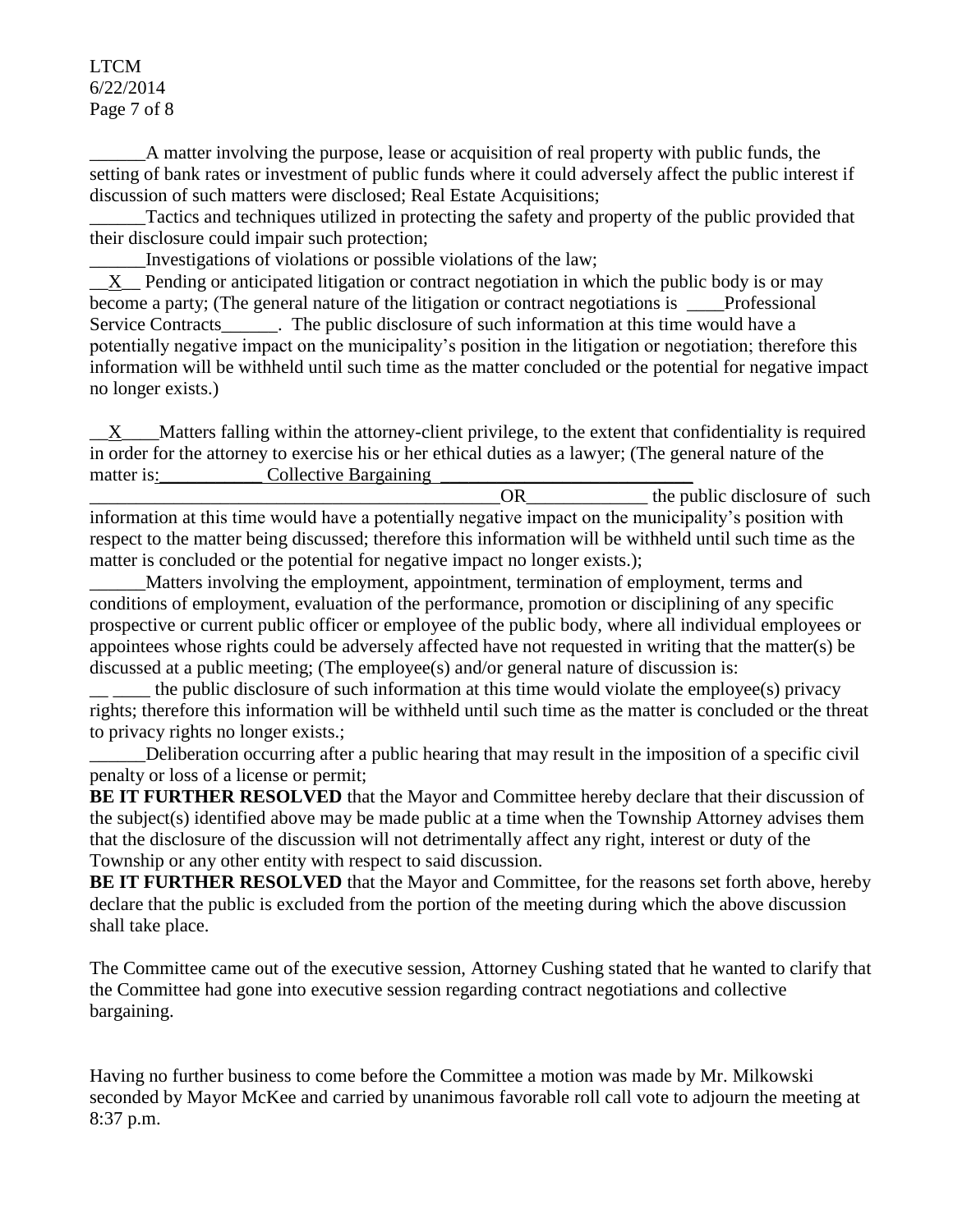______A matter involving the purpose, lease or acquisition of real property with public funds, the setting of bank rates or investment of public funds where it could adversely affect the public interest if discussion of such matters were disclosed; Real Estate Acquisitions;

______Tactics and techniques utilized in protecting the safety and property of the public provided that their disclosure could impair such protection;

______Investigations of violations or possible violations of the law;

__X__ Pending or anticipated litigation or contract negotiation in which the public body is or may become a party; (The general nature of the litigation or contract negotiations is ____Professional Service Contracts______. The public disclosure of such information at this time would have a potentially negative impact on the municipality's position in the litigation or negotiation; therefore this information will be withheld until such time as the matter concluded or the potential for negative impact no longer exists.)

__X____Matters falling within the attorney-client privilege, to the extent that confidentiality is required in order for the attorney to exercise his or her ethical duties as a lawyer; (The general nature of the matter is:___________ Collective Bargaining ____________________________

______________________________________________OR_____________ the public disclosure of such information at this time would have a potentially negative impact on the municipality's position with respect to the matter being discussed; therefore this information will be withheld until such time as the matter is concluded or the potential for negative impact no longer exists.);

______Matters involving the employment, appointment, termination of employment, terms and conditions of employment, evaluation of the performance, promotion or disciplining of any specific prospective or current public officer or employee of the public body, where all individual employees or appointees whose rights could be adversely affected have not requested in writing that the matter(s) be discussed at a public meeting; (The employee(s) and/or general nature of discussion is:

__ ____ the public disclosure of such information at this time would violate the employee(s) privacy rights; therefore this information will be withheld until such time as the matter is concluded or the threat to privacy rights no longer exists.;

______Deliberation occurring after a public hearing that may result in the imposition of a specific civil penalty or loss of a license or permit;

**BE IT FURTHER RESOLVED** that the Mayor and Committee hereby declare that their discussion of the subject(s) identified above may be made public at a time when the Township Attorney advises them that the disclosure of the discussion will not detrimentally affect any right, interest or duty of the Township or any other entity with respect to said discussion.

**BE IT FURTHER RESOLVED** that the Mayor and Committee, for the reasons set forth above, hereby declare that the public is excluded from the portion of the meeting during which the above discussion shall take place.

The Committee came out of the executive session, Attorney Cushing stated that he wanted to clarify that the Committee had gone into executive session regarding contract negotiations and collective bargaining.

Having no further business to come before the Committee a motion was made by Mr. Milkowski seconded by Mayor McKee and carried by unanimous favorable roll call vote to adjourn the meeting at 8:37 p.m.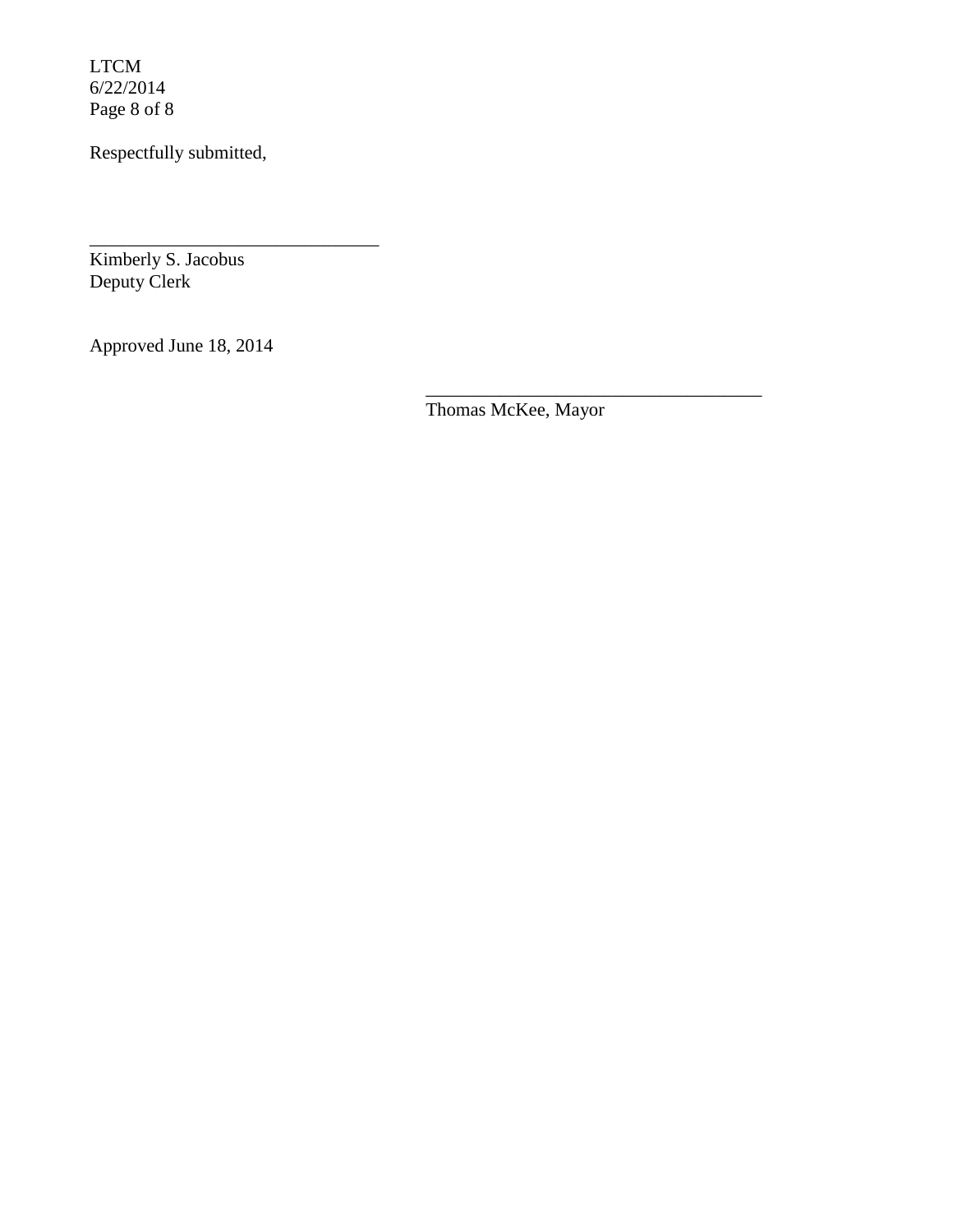Respectfully submitted,

\_\_\_\_\_\_\_\_\_\_\_\_\_\_\_\_\_\_\_\_\_\_\_\_\_\_\_\_\_\_\_\_
Kimberly S. Jacobus
Deputy Clerk

Approved June 18, 2014

\_\_\_\_\_\_\_\_\_\_\_\_\_\_\_\_\_\_\_\_\_\_\_\_\_\_\_\_\_\_\_\_\_\_\_\_\_
Thomas McKee, Mayor